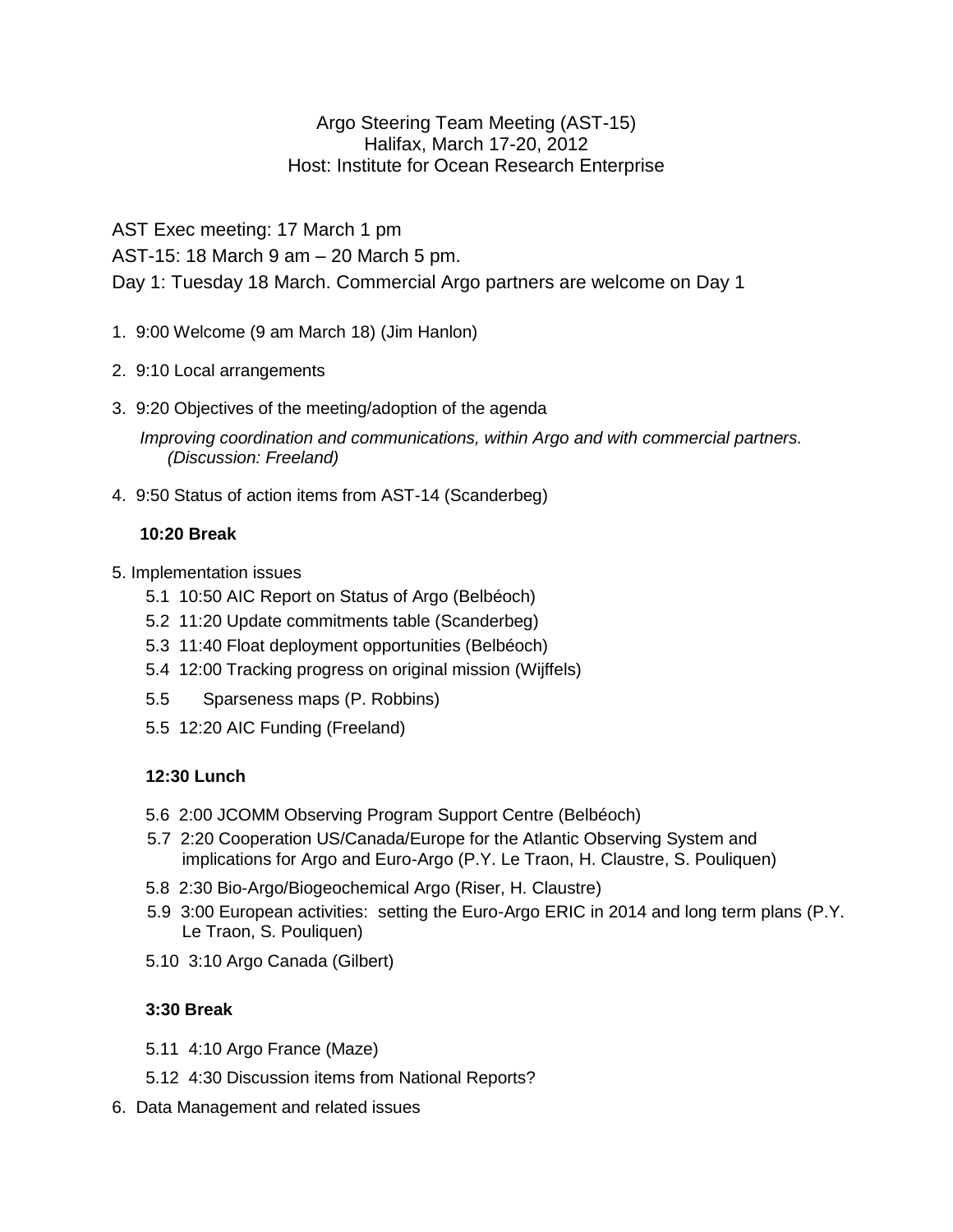# Argo Steering Team Meeting (AST-15)
Halifax, March 17-20, 2012
Host: Institute for Ocean Research Enterprise

AST Exec meeting: 17 March 1 pm

AST-15: 18 March 9 am – 20 March 5 pm.

Day 1: Tuesday 18 March. Commercial Argo partners are welcome on Day 1

1. 9:00 Welcome (9 am March 18) (Jim Hanlon)

2. 9:10 Local arrangements

3. 9:20 Objectives of the meeting/adoption of the agenda

   *Improving coordination and communications, within Argo and with commercial partners. (Discussion: Freeland)*

4. 9:50 Status of action items from AST-14 (Scanderbeg)

   **10:20 Break**

5. Implementation issues
   - 5.1 10:50 AIC Report on Status of Argo (Belbéoch)
   - 5.2 11:20 Update commitments table (Scanderbeg)
   - 5.3 11:40 Float deployment opportunities (Belbéoch)
   - 5.4 12:00 Tracking progress on original mission (Wijffels)
   - 5.5 Sparseness maps (P. Robbins)
   - 5.5 12:20 AIC Funding (Freeland)

   **12:30 Lunch**

   - 5.6 2:00 JCOMM Observing Program Support Centre (Belbéoch)
   - 5.7 2:20 Cooperation US/Canada/Europe for the Atlantic Observing System and implications for Argo and Euro-Argo (P.Y. Le Traon, H. Claustre, S. Pouliquen)
   - 5.8 2:30 Bio-Argo/Biogeochemical Argo (Riser, H. Claustre)
   - 5.9 3:00 European activities: setting the Euro-Argo ERIC in 2014 and long term plans (P.Y. Le Traon, S. Pouliquen)
   - 5.10 3:10 Argo Canada (Gilbert)

   **3:30 Break**

   - 5.11 4:10 Argo France (Maze)
   - 5.12 4:30 Discussion items from National Reports?

6. Data Management and related issues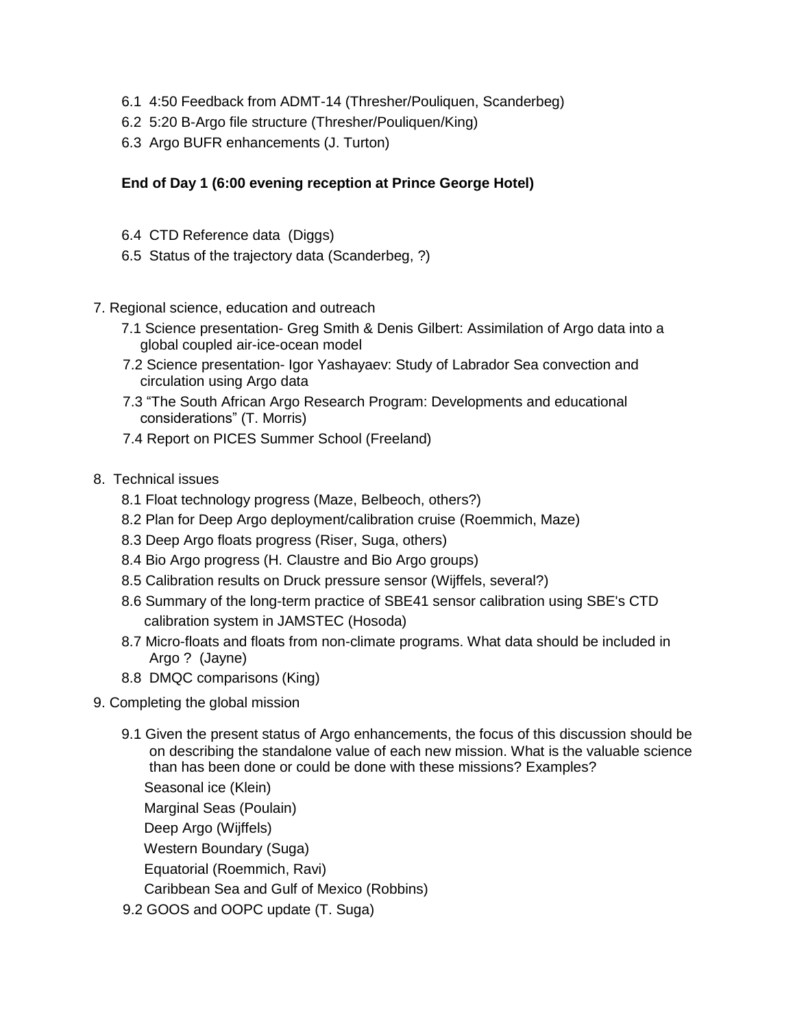- 6.1 4:50 Feedback from ADMT-14 (Thresher/Pouliquen, Scanderbeg)
- 6.2 5:20 B-Argo file structure (Thresher/Pouliquen/King)
- 6.3 Argo BUFR enhancements (J. Turton)

**End of Day 1 (6:00 evening reception at Prince George Hotel)**

- 6.4 CTD Reference data (Diggs)
- 6.5 Status of the trajectory data (Scanderbeg, ?)

7. Regional science, education and outreach
   - 7.1 Science presentation- Greg Smith & Denis Gilbert: Assimilation of Argo data into a global coupled air-ice-ocean model
   - 7.2 Science presentation- Igor Yashayaev: Study of Labrador Sea convection and circulation using Argo data
   - 7.3 "The South African Argo Research Program: Developments and educational considerations" (T. Morris)
   - 7.4 Report on PICES Summer School (Freeland)

8. Technical issues
   - 8.1 Float technology progress (Maze, Belbeoch, others?)
   - 8.2 Plan for Deep Argo deployment/calibration cruise (Roemmich, Maze)
   - 8.3 Deep Argo floats progress (Riser, Suga, others)
   - 8.4 Bio Argo progress (H. Claustre and Bio Argo groups)
   - 8.5 Calibration results on Druck pressure sensor (Wijffels, several?)
   - 8.6 Summary of the long-term practice of SBE41 sensor calibration using SBE's CTD calibration system in JAMSTEC (Hosoda)
   - 8.7 Micro-floats and floats from non-climate programs. What data should be included in Argo ? (Jayne)
   - 8.8 DMQC comparisons (King)

9. Completing the global mission
   - 9.1 Given the present status of Argo enhancements, the focus of this discussion should be on describing the standalone value of each new mission. What is the valuable science than has been done or could be done with these missions? Examples?

     Seasonal ice (Klein)

     Marginal Seas (Poulain)

     Deep Argo (Wijffels)

     Western Boundary (Suga)

     Equatorial (Roemmich, Ravi)

     Caribbean Sea and Gulf of Mexico (Robbins)
   - 9.2 GOOS and OOPC update (T. Suga)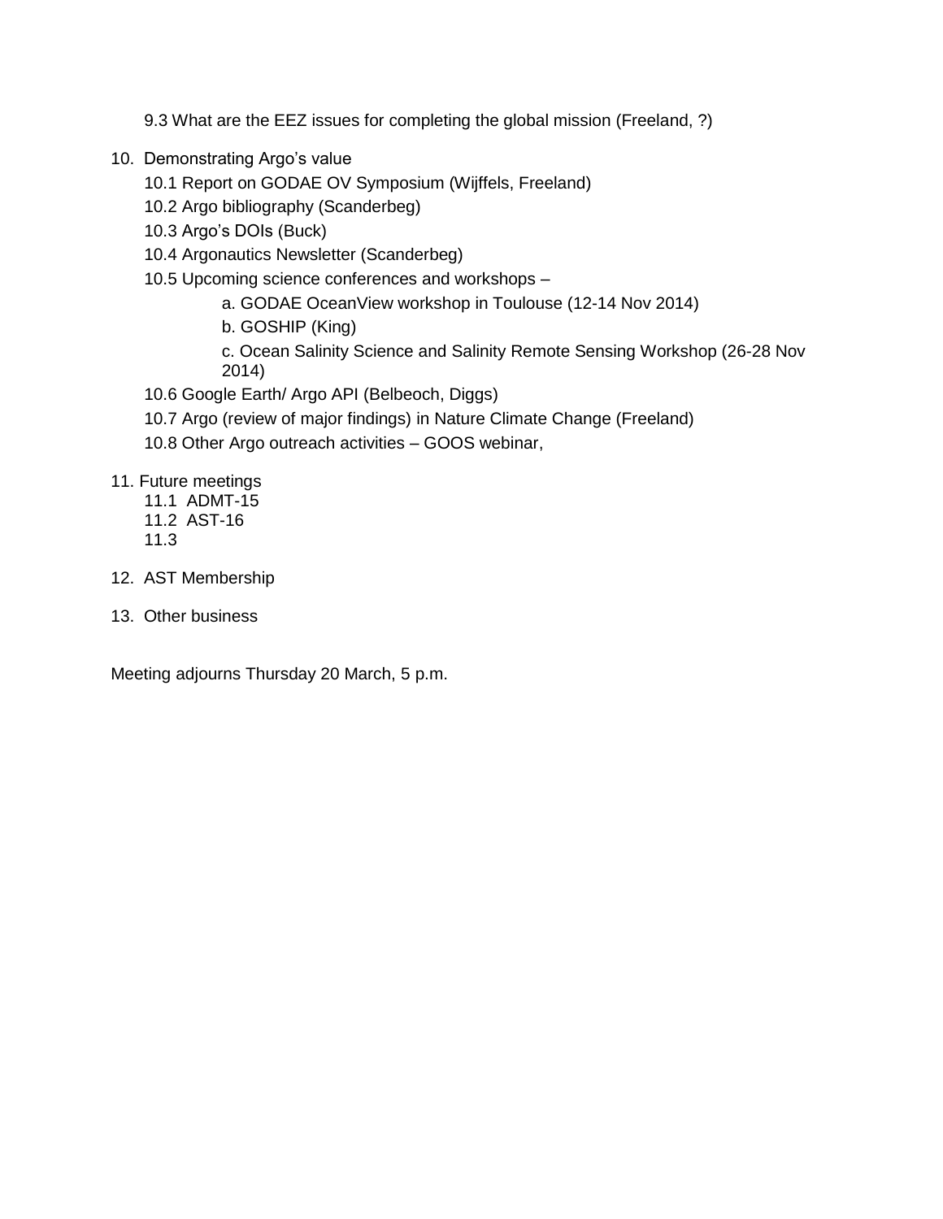9.3 What are the EEZ issues for completing the global mission (Freeland, ?)

10. Demonstrating Argo's value
    - 10.1 Report on GODAE OV Symposium (Wijffels, Freeland)
    - 10.2 Argo bibliography (Scanderbeg)
    - 10.3 Argo's DOIs (Buck)
    - 10.4 Argonautics Newsletter (Scanderbeg)
    - 10.5 Upcoming science conferences and workshops –
        - a. GODAE OceanView workshop in Toulouse (12-14 Nov 2014)
        - b. GOSHIP (King)
        - c. Ocean Salinity Science and Salinity Remote Sensing Workshop (26-28 Nov 2014)
    - 10.6 Google Earth/ Argo API (Belbeoch, Diggs)
    - 10.7 Argo (review of major findings) in Nature Climate Change (Freeland)
    - 10.8 Other Argo outreach activities – GOOS webinar,

11. Future meetings
    - 11.1 ADMT-15
    - 11.2 AST-16
    - 11.3

12. AST Membership

13. Other business

Meeting adjourns Thursday 20 March, 5 p.m.